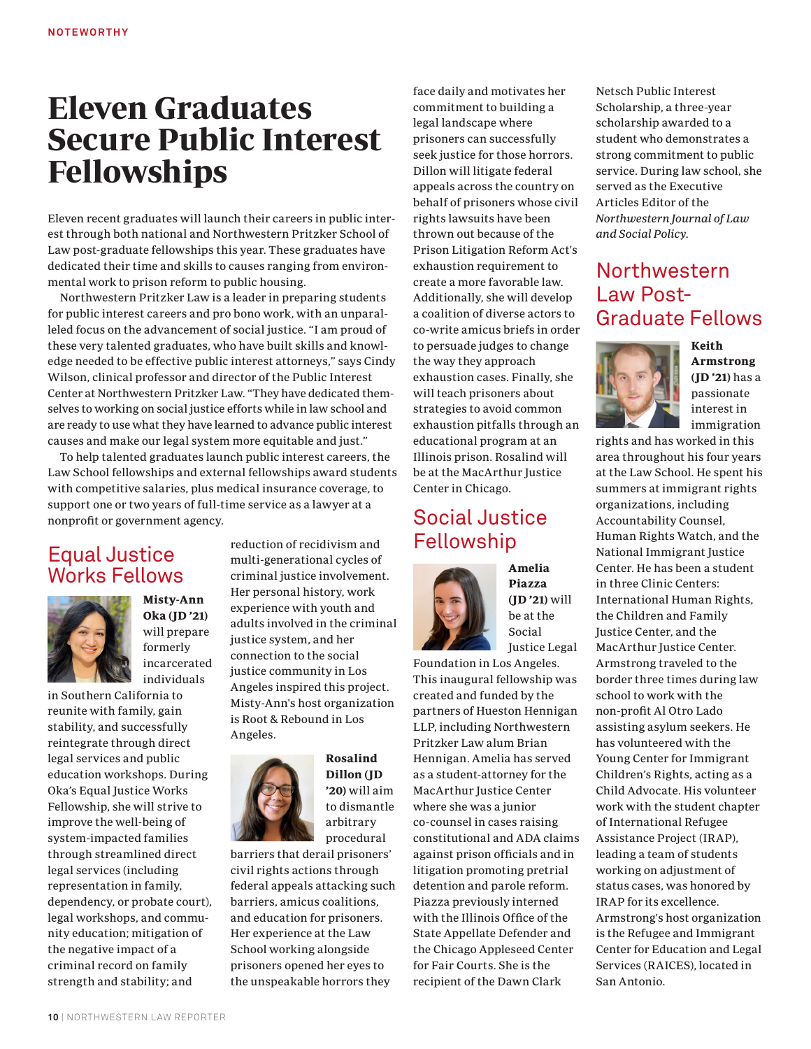# Eleven Graduates Secure Public Interest Fellowships

Eleven recent graduates will launch their careers in public interest through both national and Northwestern Pritzker School of Law post-graduate fellowships this year. These graduates have dedicated their time and skills to causes ranging from environmental work to prison reform to public housing.

Northwestern Pritzker Law is a leader in preparing students for public interest careers and pro bono work, with an unparalleled focus on the advancement of social justice. "I am proud of these very talented graduates, who have built skills and knowledge needed to be effective public interest attorneys," says Cindy Wilson, clinical professor and director of the Public Interest Center at Northwestern Pritzker Law. "They have dedicated themselves to working on social justice efforts while in law school and are ready to use what they have learned to advance public interest causes and make our legal system more equitable and just."

To help talented graduates launch public interest careers, the Law School fellowships and external fellowships award students with competitive salaries, plus medical insurance coverage, to support one or two years of full-time service as a lawyer at a nonprofit or government agency.

## Equal Justice Works Fellows

**Misty-Ann Oka (JD '21)** will prepare formerly incarcerated individuals in Southern California to reunite with family, gain stability, and successfully reintegrate through direct legal services and public education workshops. During Oka's Equal Justice Works Fellowship, she will strive to improve the well-being of system-impacted families through streamlined direct legal services (including representation in family, dependency, or probate court), legal workshops, and community education; mitigation of the negative impact of a criminal record on family strength and stability; and reduction of recidivism and multi-generational cycles of criminal justice involvement. Her personal history, work experience with youth and adults involved in the criminal justice system, and her connection to the social justice community in Los Angeles inspired this project. Misty-Ann's host organization is Root & Rebound in Los Angeles.

**Rosalind Dillon (JD '20)** will aim to dismantle arbitrary procedural barriers that derail prisoners' civil rights actions through federal appeals attacking such barriers, amicus coalitions, and education for prisoners. Her experience at the Law School working alongside prisoners opened her eyes to the unspeakable horrors they face daily and motivates her commitment to building a legal landscape where prisoners can successfully seek justice for those horrors. Dillon will litigate federal appeals across the country on behalf of prisoners whose civil rights lawsuits have been thrown out because of the Prison Litigation Reform Act's exhaustion requirement to create a more favorable law. Additionally, she will develop a coalition of diverse actors to co-write amicus briefs in order to persuade judges to change the way they approach exhaustion cases. Finally, she will teach prisoners about strategies to avoid common exhaustion pitfalls through an educational program at an Illinois prison. Rosalind will be at the MacArthur Justice Center in Chicago.

## Social Justice Fellowship

**Amelia Piazza (JD '21)** will be at the Social Justice Legal Foundation in Los Angeles. This inaugural fellowship was created and funded by the partners of Hueston Hennigan LLP, including Northwestern Pritzker Law alum Brian Hennigan. Amelia has served as a student-attorney for the MacArthur Justice Center where she was a junior co-counsel in cases raising constitutional and ADA claims against prison officials and in litigation promoting pretrial detention and parole reform. Piazza previously interned with the Illinois Office of the State Appellate Defender and the Chicago Appleseed Center for Fair Courts. She is the recipient of the Dawn Clark Netsch Public Interest Scholarship, a three-year scholarship awarded to a student who demonstrates a strong commitment to public service. During law school, she served as the Executive Articles Editor of the *Northwestern Journal of Law and Social Policy*.

## Northwestern Law Post-Graduate Fellows

**Keith Armstrong (JD '21)** has a passionate interest in immigration rights and has worked in this area throughout his four years at the Law School. He spent his summers at immigrant rights organizations, including Accountability Counsel, Human Rights Watch, and the National Immigrant Justice Center. He has been a student in three Clinic Centers: International Human Rights, the Children and Family Justice Center, and the MacArthur Justice Center. Armstrong traveled to the border three times during law school to work with the non-profit Al Otro Lado assisting asylum seekers. He has volunteered with the Young Center for Immigrant Children's Rights, acting as a Child Advocate. His volunteer work with the student chapter of International Refugee Assistance Project (IRAP), leading a team of students working on adjustment of status cases, was honored by IRAP for its excellence. Armstrong's host organization is the Refugee and Immigrant Center for Education and Legal Services (RAICES), located in San Antonio.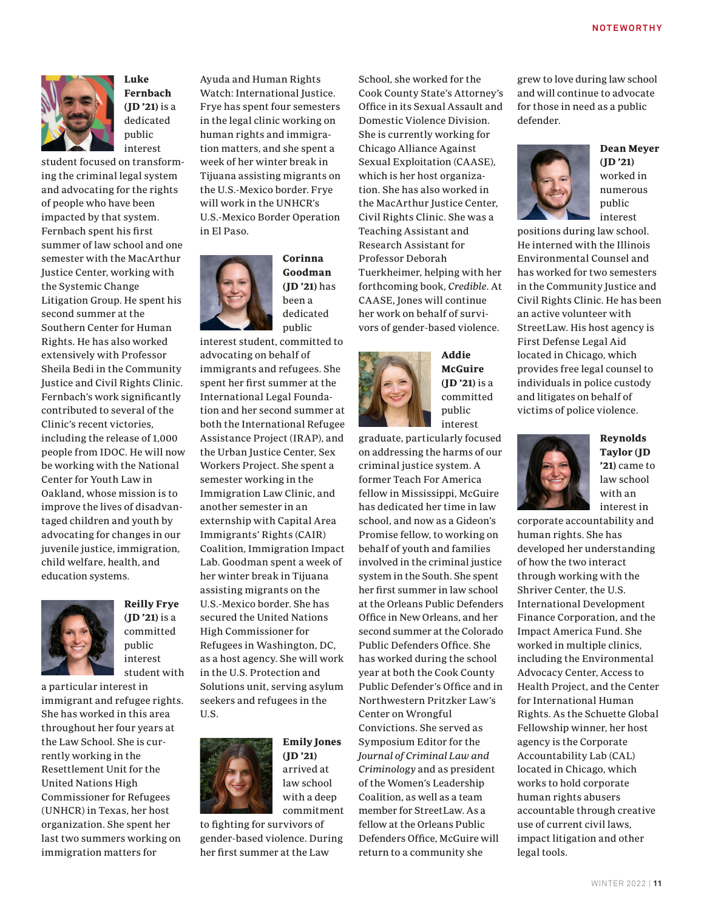**Luke Fernbach (JD '21)** is a dedicated public interest student focused on transforming the criminal legal system and advocating for the rights of people who have been impacted by that system. Fernbach spent his first summer of law school and one semester with the MacArthur Justice Center, working with the Systemic Change Litigation Group. He spent his second summer at the Southern Center for Human Rights. He has also worked extensively with Professor Sheila Bedi in the Community Justice and Civil Rights Clinic. Fernbach's work significantly contributed to several of the Clinic's recent victories, including the release of 1,000 people from IDOC. He will now be working with the National Center for Youth Law in Oakland, whose mission is to improve the lives of disadvantaged children and youth by advocating for changes in our juvenile justice, immigration, child welfare, health, and education systems.

**Reilly Frye (JD '21)** is a committed public interest student with a particular interest in immigrant and refugee rights. She has worked in this area throughout her four years at the Law School. She is currently working in the Resettlement Unit for the United Nations High Commissioner for Refugees (UNHCR) in Texas, her host organization. She spent her last two summers working on immigration matters for Ayuda and Human Rights Watch: International Justice. Frye has spent four semesters in the legal clinic working on human rights and immigration matters, and she spent a week of her winter break in Tijuana assisting migrants on the U.S.-Mexico border. Frye will work in the UNHCR's U.S.-Mexico Border Operation in El Paso.

**Corinna Goodman (JD '21)** has been a dedicated public interest student, committed to advocating on behalf of immigrants and refugees. She spent her first summer at the International Legal Foundation and her second summer at both the International Refugee Assistance Project (IRAP), and the Urban Justice Center, Sex Workers Project. She spent a semester working in the Immigration Law Clinic, and another semester in an externship with Capital Area Immigrants' Rights (CAIR) Coalition, Immigration Impact Lab. Goodman spent a week of her winter break in Tijuana assisting migrants on the U.S.-Mexico border. She has secured the United Nations High Commissioner for Refugees in Washington, DC, as a host agency. She will work in the U.S. Protection and Solutions unit, serving asylum seekers and refugees in the U.S.

**Emily Jones (JD '21)** arrived at law school with a deep commitment to fighting for survivors of gender-based violence. During her first summer at the Law School, she worked for the Cook County State's Attorney's Office in its Sexual Assault and Domestic Violence Division. She is currently working for Chicago Alliance Against Sexual Exploitation (CAASE), which is her host organization. She has also worked in the MacArthur Justice Center, Civil Rights Clinic. She was a Teaching Assistant and Research Assistant for Professor Deborah Tuerkheimer, helping with her forthcoming book, *Credible*. At CAASE, Jones will continue her work on behalf of survivors of gender-based violence.

**Addie McGuire (JD '21)** is a committed public interest graduate, particularly focused on addressing the harms of our criminal justice system. A former Teach For America fellow in Mississippi, McGuire has dedicated her time in law school, and now as a Gideon's Promise fellow, to working on behalf of youth and families involved in the criminal justice system in the South. She spent her first summer in law school at the Orleans Public Defenders Office in New Orleans, and her second summer at the Colorado Public Defenders Office. She has worked during the school year at both the Cook County Public Defender's Office and in Northwestern Pritzker Law's Center on Wrongful Convictions. She served as Symposium Editor for the *Journal of Criminal Law and Criminology* and as president of the Women's Leadership Coalition, as well as a team member for StreetLaw. As a fellow at the Orleans Public Defenders Office, McGuire will return to a community she grew to love during law school and will continue to advocate for those in need as a public defender.

**Dean Meyer (JD '21)** worked in numerous public interest positions during law school. He interned with the Illinois Environmental Counsel and has worked for two semesters in the Community Justice and Civil Rights Clinic. He has been an active volunteer with StreetLaw. His host agency is First Defense Legal Aid located in Chicago, which provides free legal counsel to individuals in police custody and litigates on behalf of victims of police violence.

**Reynolds Taylor (JD '21)** came to law school with an interest in corporate accountability and human rights. She has developed her understanding of how the two interact through working with the Shriver Center, the U.S. International Development Finance Corporation, and the Impact America Fund. She worked in multiple clinics, including the Environmental Advocacy Center, Access to Health Project, and the Center for International Human Rights. As the Schuette Global Fellowship winner, her host agency is the Corporate Accountability Lab (CAL) located in Chicago, which works to hold corporate human rights abusers accountable through creative use of current civil laws, impact litigation and other legal tools.